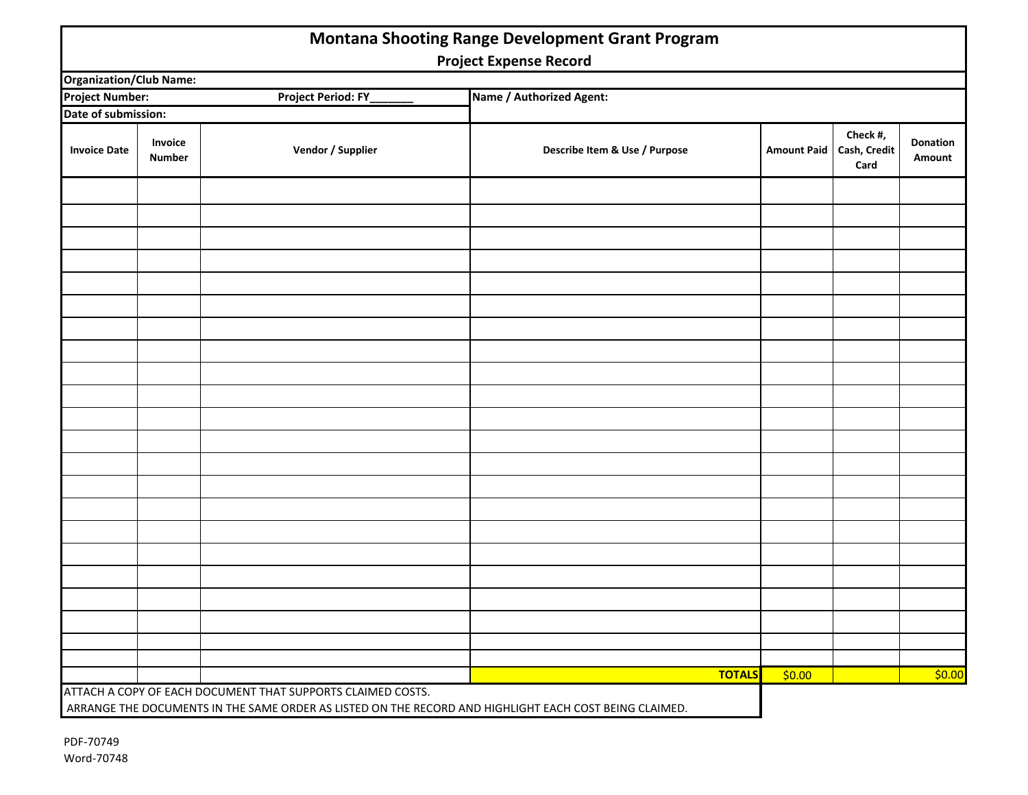# Montana Shooting Range Development Grant Program

## Project Expense Record

**Organization/Club Name:**

**Project Number:** **Project Period: FY_______** **Name / Authorized Agent:**

**Date of submission:**

| Invoice Date | Invoice Number | Vendor / Supplier | Describe Item & Use / Purpose | Amount Paid | Check #, Cash, Credit Card | Donation Amount |
|---|---|---|---|---|---|---|
| | | | | | | |
| | | | | | | |
| | | | | | | |
| | | | | | | |
| | | | | | | |
| | | | | | | |
| | | | | | | |
| | | | | | | |
| | | | | | | |
| | | | | | | |
| | | | | | | |
| | | | | | | |
| | | | | | | |
| | | | | | | |
| | | | | | | |
| | | | | | | |
| | | | | | | |
| | | | | | | |
| | | | | | | |
| | | | | | | |
| | | | | | | |
| | | | | | | |
| | | | **TOTALS** | $0.00 | | $0.00 |

ATTACH A COPY OF EACH DOCUMENT THAT SUPPORTS CLAIMED COSTS.
ARRANGE THE DOCUMENTS IN THE SAME ORDER AS LISTED ON THE RECORD AND HIGHLIGHT EACH COST BEING CLAIMED.

PDF-70749
Word-70748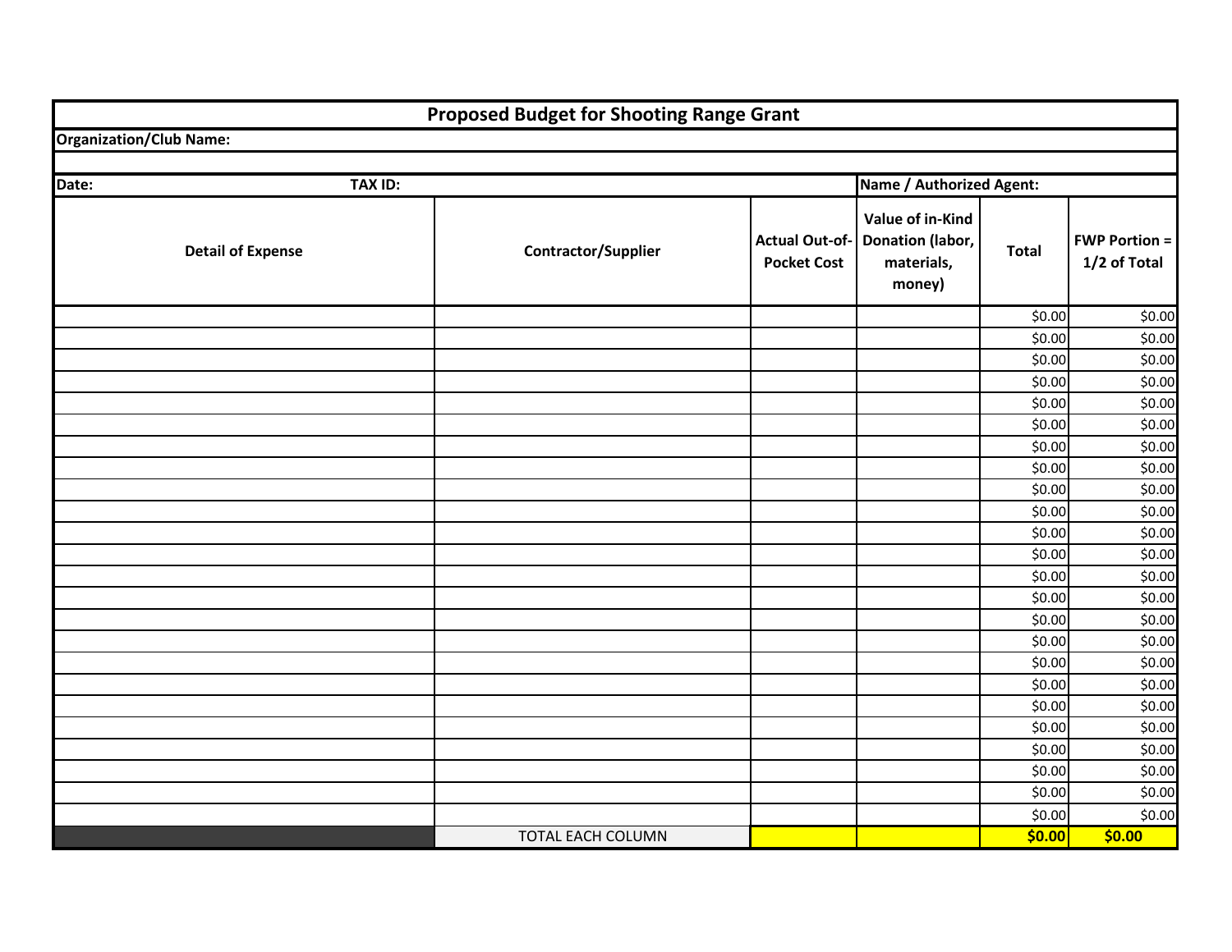# Proposed Budget for Shooting Range Grant

**Organization/Club Name:**

**Date:** **TAX ID:** **Name / Authorized Agent:**

| Detail of Expense | Contractor/Supplier | Actual Out-of-Pocket Cost | Value of in-Kind Donation (labor, materials, money) | Total | FWP Portion = 1/2 of Total |
|---|---|---|---|---|---|
| | | | | $0.00 | $0.00 |
| | | | | $0.00 | $0.00 |
| | | | | $0.00 | $0.00 |
| | | | | $0.00 | $0.00 |
| | | | | $0.00 | $0.00 |
| | | | | $0.00 | $0.00 |
| | | | | $0.00 | $0.00 |
| | | | | $0.00 | $0.00 |
| | | | | $0.00 | $0.00 |
| | | | | $0.00 | $0.00 |
| | | | | $0.00 | $0.00 |
| | | | | $0.00 | $0.00 |
| | | | | $0.00 | $0.00 |
| | | | | $0.00 | $0.00 |
| | | | | $0.00 | $0.00 |
| | | | | $0.00 | $0.00 |
| | | | | $0.00 | $0.00 |
| | | | | $0.00 | $0.00 |
| | | | | $0.00 | $0.00 |
| | | | | $0.00 | $0.00 |
| | | | | $0.00 | $0.00 |
| | | | | $0.00 | $0.00 |
| | | | | $0.00 | $0.00 |
| | | | | $0.00 | $0.00 |
| | TOTAL EACH COLUMN | | | **$0.00** | **$0.00** |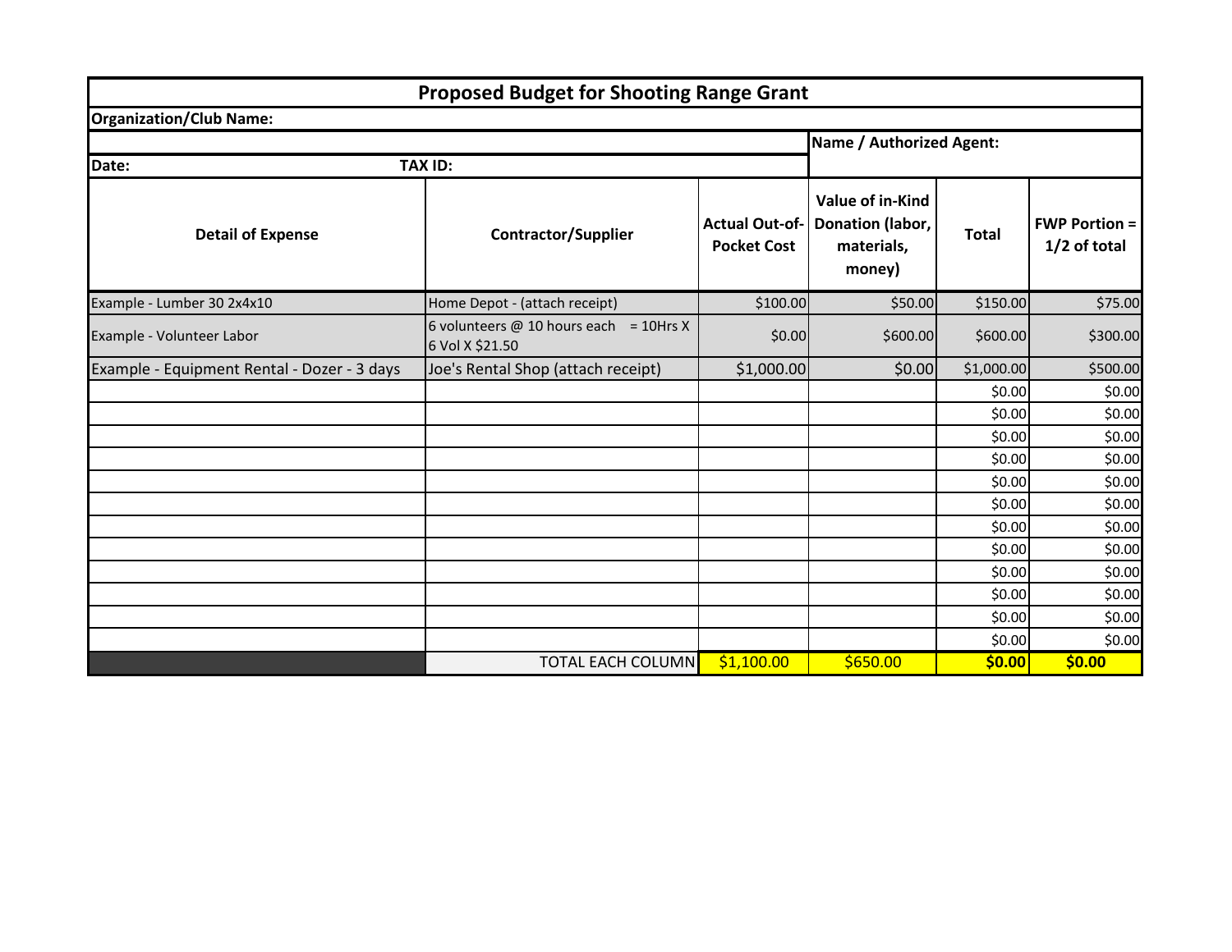# Proposed Budget for Shooting Range Grant

**Organization/Club Name:**

**Name / Authorized Agent:**

**Date:** **TAX ID:**

| Detail of Expense | Contractor/Supplier | Actual Out-of-Pocket Cost | Value of in-Kind Donation (labor, materials, money) | Total | FWP Portion = 1/2 of total |
|---|---|---|---|---|---|
| Example - Lumber 30 2x4x10 | Home Depot - (attach receipt) | $100.00 | $50.00 | $150.00 | $75.00 |
| Example - Volunteer Labor | 6 volunteers @ 10 hours each = 10Hrs X 6 Vol X $21.50 | $0.00 | $600.00 | $600.00 | $300.00 |
| Example - Equipment Rental - Dozer - 3 days | Joe's Rental Shop (attach receipt) | $1,000.00 | $0.00 | $1,000.00 | $500.00 |
| | | | | $0.00 | $0.00 |
| | | | | $0.00 | $0.00 |
| | | | | $0.00 | $0.00 |
| | | | | $0.00 | $0.00 |
| | | | | $0.00 | $0.00 |
| | | | | $0.00 | $0.00 |
| | | | | $0.00 | $0.00 |
| | | | | $0.00 | $0.00 |
| | | | | $0.00 | $0.00 |
| | | | | $0.00 | $0.00 |
| | | | | $0.00 | $0.00 |
| | | | | $0.00 | $0.00 |
| | TOTAL EACH COLUMN | $1,100.00 | $650.00 | **$0.00** | **$0.00** |